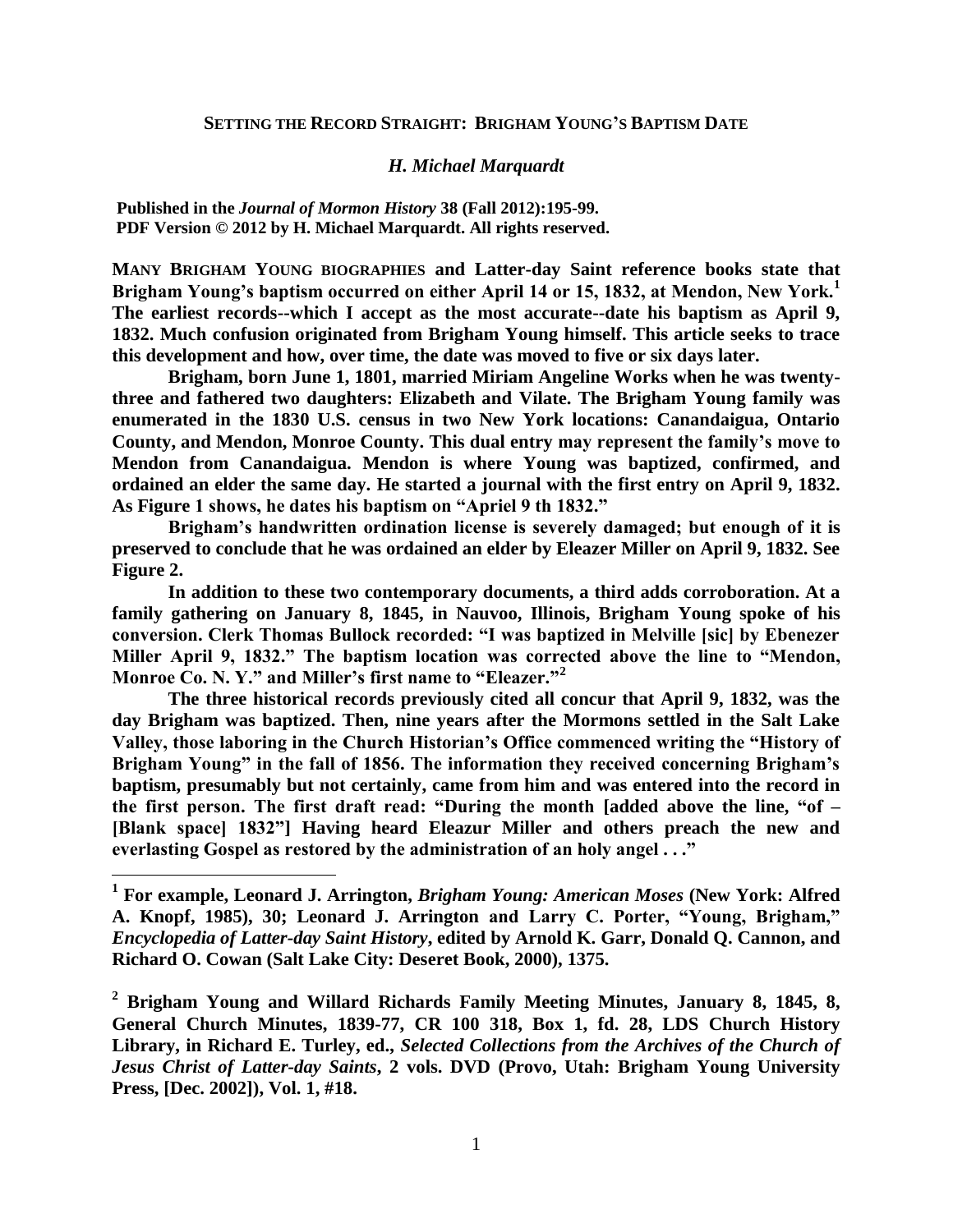# SETTING THE RECORD STRAIGHT: BRIGHAM YOUNG'S BAPTISM DATE

***H. Michael Marquardt***

**Published in the *Journal of Mormon History* 38 (Fall 2012):195-99.**
**PDF Version © 2012 by H. Michael Marquardt. All rights reserved.**

**MANY BRIGHAM YOUNG BIOGRAPHIES and Latter-day Saint reference books state that Brigham Young's baptism occurred on either April 14 or 15, 1832, at Mendon, New York.[1] The earliest records--which I accept as the most accurate--date his baptism as April 9, 1832. Much confusion originated from Brigham Young himself. This article seeks to trace this development and how, over time, the date was moved to five or six days later.**

**Brigham, born June 1, 1801, married Miriam Angeline Works when he was twenty-three and fathered two daughters: Elizabeth and Vilate. The Brigham Young family was enumerated in the 1830 U.S. census in two New York locations: Canandaigua, Ontario County, and Mendon, Monroe County. This dual entry may represent the family's move to Mendon from Canandaigua. Mendon is where Young was baptized, confirmed, and ordained an elder the same day. He started a journal with the first entry on April 9, 1832. As Figure 1 shows, he dates his baptism on "Apriel 9 th 1832."**

**Brigham's handwritten ordination license is severely damaged; but enough of it is preserved to conclude that he was ordained an elder by Eleazer Miller on April 9, 1832. See Figure 2.**

**In addition to these two contemporary documents, a third adds corroboration. At a family gathering on January 8, 1845, in Nauvoo, Illinois, Brigham Young spoke of his conversion. Clerk Thomas Bullock recorded: "I was baptized in Melville [sic] by Ebenezer Miller April 9, 1832." The baptism location was corrected above the line to "Mendon, Monroe Co. N. Y." and Miller's first name to "Eleazer."[2]**

**The three historical records previously cited all concur that April 9, 1832, was the day Brigham was baptized. Then, nine years after the Mormons settled in the Salt Lake Valley, those laboring in the Church Historian's Office commenced writing the "History of Brigham Young" in the fall of 1856. The information they received concerning Brigham's baptism, presumably but not certainly, came from him and was entered into the record in the first person. The first draft read: "During the month [added above the line, "of – [Blank space] 1832"] Having heard Eleazur Miller and others preach the new and everlasting Gospel as restored by the administration of an holy angel . . ."**

---

[1] **For example, Leonard J. Arrington, *Brigham Young: American Moses* (New York: Alfred A. Knopf, 1985), 30; Leonard J. Arrington and Larry C. Porter, "Young, Brigham," *Encyclopedia of Latter-day Saint History*, edited by Arnold K. Garr, Donald Q. Cannon, and Richard O. Cowan (Salt Lake City: Deseret Book, 2000), 1375.**

[2] **Brigham Young and Willard Richards Family Meeting Minutes, January 8, 1845, 8, General Church Minutes, 1839-77, CR 100 318, Box 1, fd. 28, LDS Church History Library, in Richard E. Turley, ed., *Selected Collections from the Archives of the Church of Jesus Christ of Latter-day Saints*, 2 vols. DVD (Provo, Utah: Brigham Young University Press, [Dec. 2002]), Vol. 1, #18.**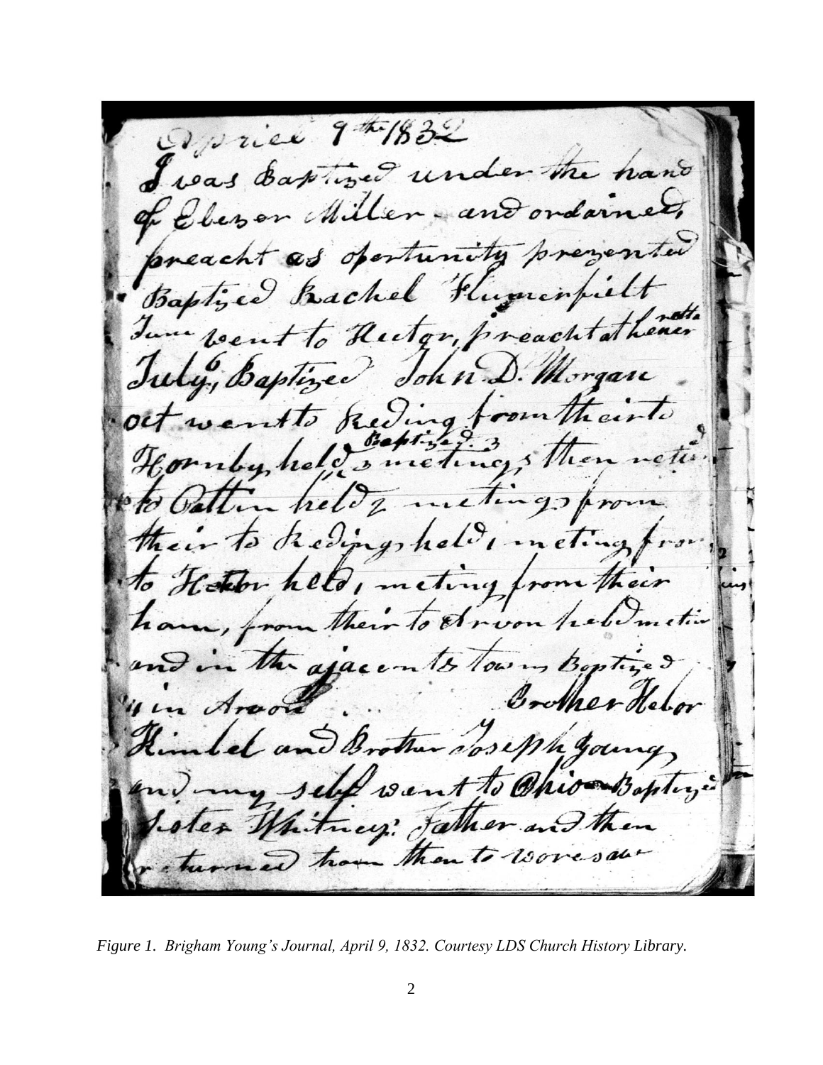Apriel 9th 1832
I was Baptized under the hand
of Elezer Miller - and ordained,
preacht as opertunity prezented
Baptized Rachel Flumerfielt
June went to Hector, preacht at theneer
July 6, Baptized John D. Morgan
oct went to Reding from theirto
Hornby, held 3 metings Baptized 3 then retu
to Catten held 2 metings from
their to Redings held 1 meting from
to Hector held 1 meting from their
ham, from their to Avon held meti
and in the ajacent towns Baptized
4 in Avon . . . Brother Hebor
Kimbel and Brother Joseph Young
and my self went to Ohio Baptized
Sister Whitney's Father and then
returned hom then to Woresaw

*Figure 1. Brigham Young's Journal, April 9, 1832. Courtesy LDS Church History Library.*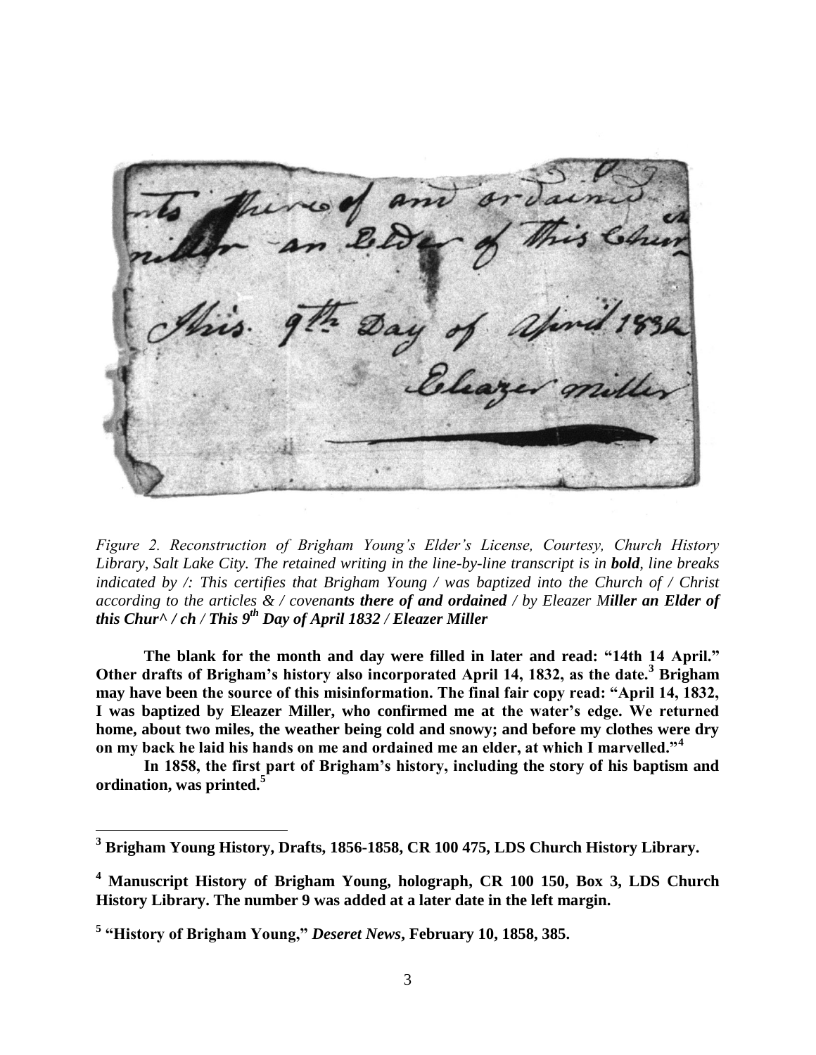*Figure 2. Reconstruction of Brigham Young's Elder's License, Courtesy, Church History Library, Salt Lake City. The retained writing in the line-by-line transcript is in **bold**, line breaks indicated by /: This certifies that Brigham Young / was baptized into the Church of / Christ according to the articles & / covena**nts there of and ordained** / by Eleazer M**iller an Elder of this Chur^ / ch / This 9th Day of April 1832 / Eleazer Miller***

**The blank for the month and day were filled in later and read: "14th 14 April." Other drafts of Brigham's history also incorporated April 14, 1832, as the date.[3] Brigham may have been the source of this misinformation. The final fair copy read: "April 14, 1832, I was baptized by Eleazer Miller, who confirmed me at the water's edge. We returned home, about two miles, the weather being cold and snowy; and before my clothes were dry on my back he laid his hands on me and ordained me an elder, at which I marvelled."[4]**

**In 1858, the first part of Brigham's history, including the story of his baptism and ordination, was printed.[5]**

---

**[3] Brigham Young History, Drafts, 1856-1858, CR 100 475, LDS Church History Library.**

**[4] Manuscript History of Brigham Young, holograph, CR 100 150, Box 3, LDS Church History Library. The number 9 was added at a later date in the left margin.**

**[5] "History of Brigham Young,"** ***Deseret News*****, February 10, 1858, 385.**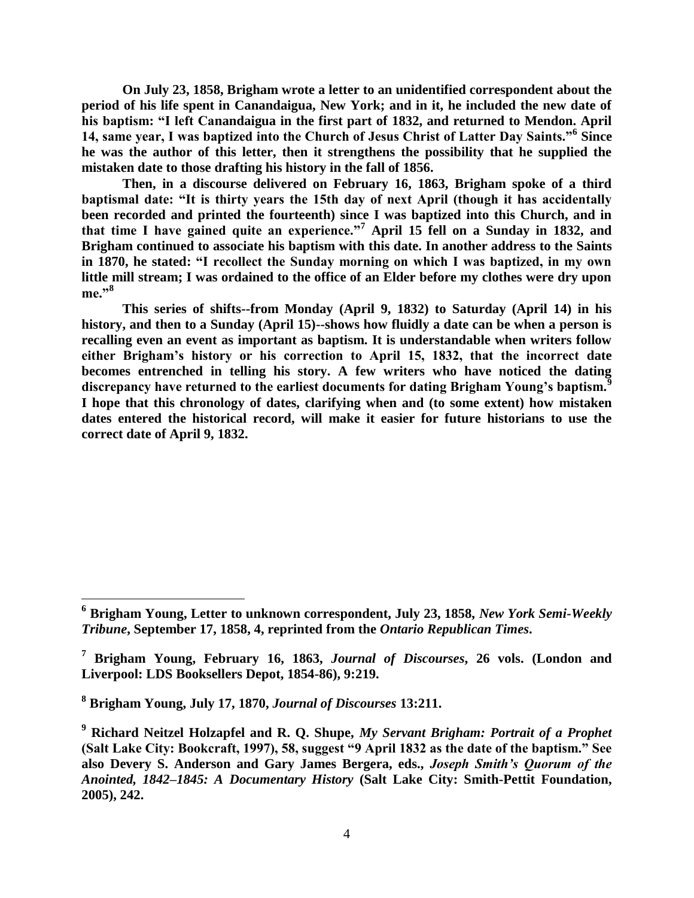**On July 23, 1858, Brigham wrote a letter to an unidentified correspondent about the period of his life spent in Canandaigua, New York; and in it, he included the new date of his baptism: "I left Canandaigua in the first part of 1832, and returned to Mendon. April 14, same year, I was baptized into the Church of Jesus Christ of Latter Day Saints."[6] Since he was the author of this letter, then it strengthens the possibility that he supplied the mistaken date to those drafting his history in the fall of 1856.**

**Then, in a discourse delivered on February 16, 1863, Brigham spoke of a third baptismal date: "It is thirty years the 15th day of next April (though it has accidentally been recorded and printed the fourteenth) since I was baptized into this Church, and in that time I have gained quite an experience."[7] April 15 fell on a Sunday in 1832, and Brigham continued to associate his baptism with this date. In another address to the Saints in 1870, he stated: "I recollect the Sunday morning on which I was baptized, in my own little mill stream; I was ordained to the office of an Elder before my clothes were dry upon me."[8]**

**This series of shifts--from Monday (April 9, 1832) to Saturday (April 14) in his history, and then to a Sunday (April 15)--shows how fluidly a date can be when a person is recalling even an event as important as baptism. It is understandable when writers follow either Brigham's history or his correction to April 15, 1832, that the incorrect date becomes entrenched in telling his story. A few writers who have noticed the dating discrepancy have returned to the earliest documents for dating Brigham Young's baptism.[9] I hope that this chronology of dates, clarifying when and (to some extent) how mistaken dates entered the historical record, will make it easier for future historians to use the correct date of April 9, 1832.**

---

**[6] Brigham Young, Letter to unknown correspondent, July 23, 1858, *New York Semi-Weekly Tribune*, September 17, 1858, 4, reprinted from the *Ontario Republican Times*.**

**[7] Brigham Young, February 16, 1863, *Journal of Discourses*, 26 vols. (London and Liverpool: LDS Booksellers Depot, 1854-86), 9:219.**

**[8] Brigham Young, July 17, 1870, *Journal of Discourses* 13:211.**

**[9] Richard Neitzel Holzapfel and R. Q. Shupe, *My Servant Brigham: Portrait of a Prophet* (Salt Lake City: Bookcraft, 1997), 58, suggest "9 April 1832 as the date of the baptism." See also Devery S. Anderson and Gary James Bergera, eds., *Joseph Smith's Quorum of the Anointed, 1842–1845: A Documentary History* (Salt Lake City: Smith-Pettit Foundation, 2005), 242.**